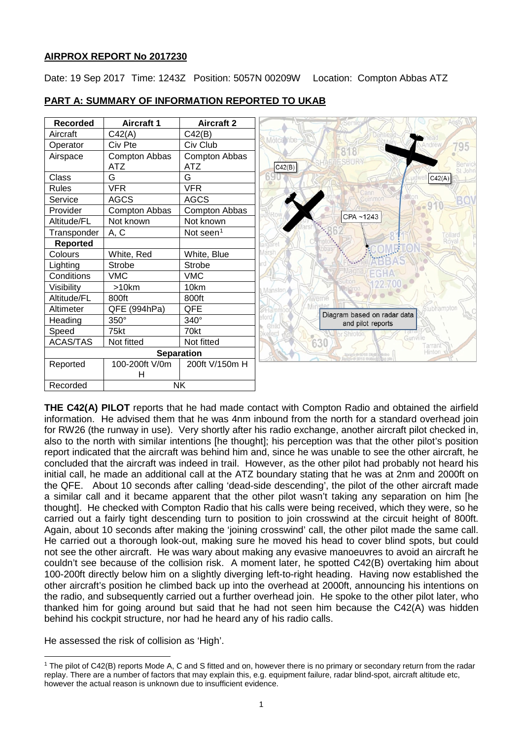## AIRPROX REPORT No 2017230

Date: 19 Sep 2017 Time: 1243Z Position: 5057N 00209W Location: Compton Abbas ATZ

## PART A: SUMMARY OF INFORMATION REPORTED TO UKAB

| Recorded | Aircraft 1 | Aircraft 2 |
|---|---|---|
| Aircraft | C42(A) | C42(B) |
| Operator | Civ Pte | Civ Club |
| Airspace | Compton Abbas ATZ | Compton Abbas ATZ |
| Class | G | G |
| Rules | VFR | VFR |
| Service | AGCS | AGCS |
| Provider | Compton Abbas | Compton Abbas |
| Altitude/FL | Not known | Not known |
| Transponder | A, C | Not seen[1] |
| **Reported** | | |
| Colours | White, Red | White, Blue |
| Lighting | Strobe | Strobe |
| Conditions | VMC | VMC |
| Visibility | >10km | 10km |
| Altitude/FL | 800ft | 800ft |
| Altimeter | QFE (994hPa) | QFE |
| Heading | 350° | 340° |
| Speed | 75kt | 70kt |
| ACAS/TAS | Not fitted | Not fitted |
| **Separation** | | |
| Reported | 100-200ft V/0m H | 200ft V/150m H |
| Recorded | NK | |

Diagram based on radar data and pilot reports

**THE C42(A) PILOT** reports that he had made contact with Compton Radio and obtained the airfield information. He advised them that he was 4nm inbound from the north for a standard overhead join for RW26 (the runway in use). Very shortly after his radio exchange, another aircraft pilot checked in, also to the north with similar intentions [he thought]; his perception was that the other pilot's position report indicated that the aircraft was behind him and, since he was unable to see the other aircraft, he concluded that the aircraft was indeed in trail. However, as the other pilot had probably not heard his initial call, he made an additional call at the ATZ boundary stating that he was at 2nm and 2000ft on the QFE. About 10 seconds after calling 'dead-side descending', the pilot of the other aircraft made a similar call and it became apparent that the other pilot wasn't taking any separation on him [he thought]. He checked with Compton Radio that his calls were being received, which they were, so he carried out a fairly tight descending turn to position to join crosswind at the circuit height of 800ft. Again, about 10 seconds after making the 'joining crosswind' call, the other pilot made the same call. He carried out a thorough look-out, making sure he moved his head to cover blind spots, but could not see the other aircraft. He was wary about making any evasive manoeuvres to avoid an aircraft he couldn't see because of the collision risk. A moment later, he spotted C42(B) overtaking him about 100-200ft directly below him on a slightly diverging left-to-right heading. Having now established the other aircraft's position he climbed back up into the overhead at 2000ft, announcing his intentions on the radio, and subsequently carried out a further overhead join. He spoke to the other pilot later, who thanked him for going around but said that he had not seen him because the C42(A) was hidden behind his cockpit structure, nor had he heard any of his radio calls.

He assessed the risk of collision as 'High'.

[1] The pilot of C42(B) reports Mode A, C and S fitted and on, however there is no primary or secondary return from the radar replay. There are a number of factors that may explain this, e.g. equipment failure, radar blind-spot, aircraft altitude etc, however the actual reason is unknown due to insufficient evidence.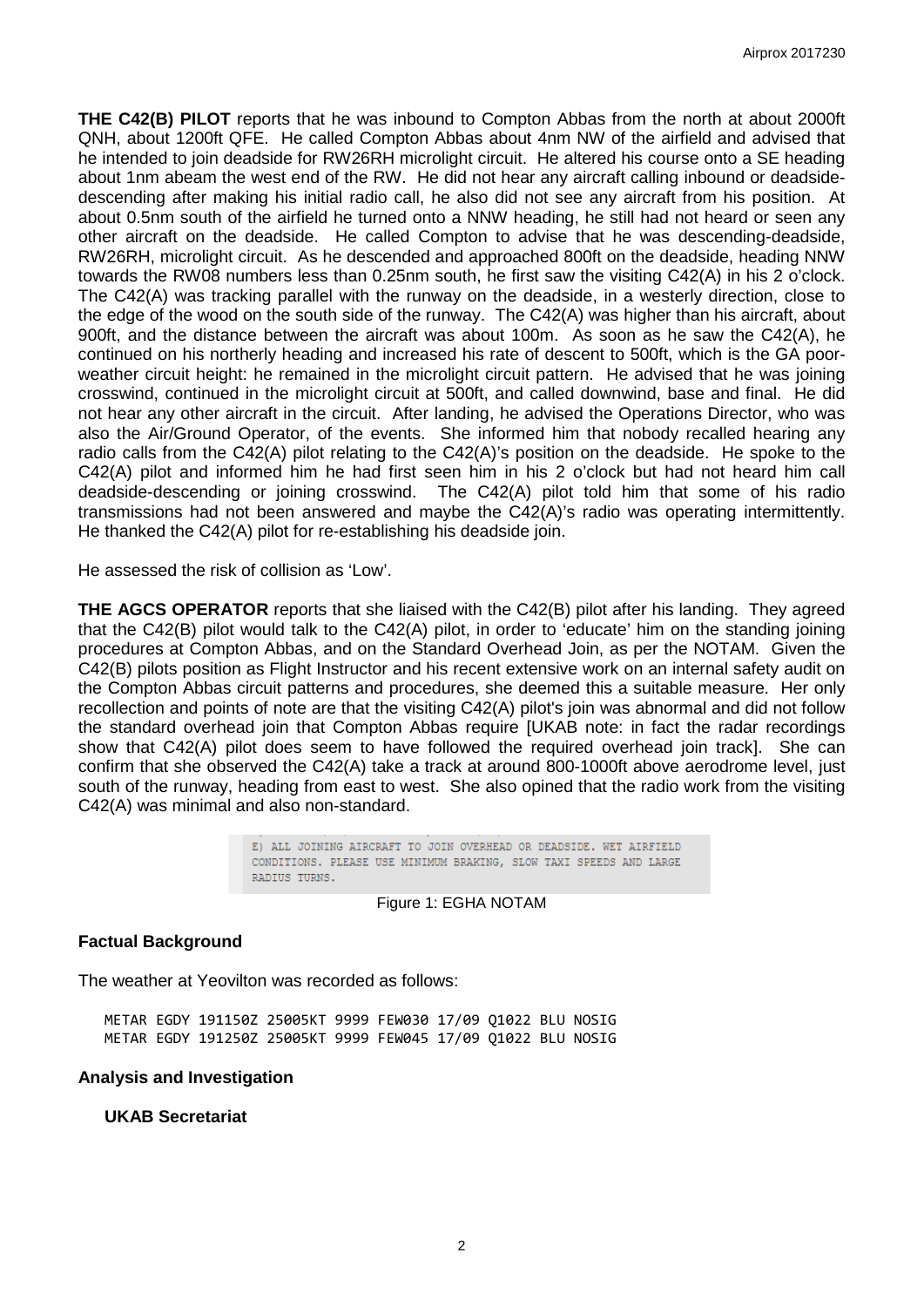**THE C42(B) PILOT** reports that he was inbound to Compton Abbas from the north at about 2000ft QNH, about 1200ft QFE. He called Compton Abbas about 4nm NW of the airfield and advised that he intended to join deadside for RW26RH microlight circuit. He altered his course onto a SE heading about 1nm abeam the west end of the RW. He did not hear any aircraft calling inbound or deadside-descending after making his initial radio call, he also did not see any aircraft from his position. At about 0.5nm south of the airfield he turned onto a NNW heading, he still had not heard or seen any other aircraft on the deadside. He called Compton to advise that he was descending-deadside, RW26RH, microlight circuit. As he descended and approached 800ft on the deadside, heading NNW towards the RW08 numbers less than 0.25nm south, he first saw the visiting C42(A) in his 2 o'clock. The C42(A) was tracking parallel with the runway on the deadside, in a westerly direction, close to the edge of the wood on the south side of the runway. The C42(A) was higher than his aircraft, about 900ft, and the distance between the aircraft was about 100m. As soon as he saw the C42(A), he continued on his northerly heading and increased his rate of descent to 500ft, which is the GA poor-weather circuit height: he remained in the microlight circuit pattern. He advised that he was joining crosswind, continued in the microlight circuit at 500ft, and called downwind, base and final. He did not hear any other aircraft in the circuit. After landing, he advised the Operations Director, who was also the Air/Ground Operator, of the events. She informed him that nobody recalled hearing any radio calls from the C42(A) pilot relating to the C42(A)'s position on the deadside. He spoke to the C42(A) pilot and informed him he had first seen him in his 2 o'clock but had not heard him call deadside-descending or joining crosswind. The C42(A) pilot told him that some of his radio transmissions had not been answered and maybe the C42(A)'s radio was operating intermittently. He thanked the C42(A) pilot for re-establishing his deadside join.

He assessed the risk of collision as 'Low'.

**THE AGCS OPERATOR** reports that she liaised with the C42(B) pilot after his landing. They agreed that the C42(B) pilot would talk to the C42(A) pilot, in order to 'educate' him on the standing joining procedures at Compton Abbas, and on the Standard Overhead Join, as per the NOTAM. Given the C42(B) pilots position as Flight Instructor and his recent extensive work on an internal safety audit on the Compton Abbas circuit patterns and procedures, she deemed this a suitable measure. Her only recollection and points of note are that the visiting C42(A) pilot's join was abnormal and did not follow the standard overhead join that Compton Abbas require [UKAB note: in fact the radar recordings show that C42(A) pilot does seem to have followed the required overhead join track]. She can confirm that she observed the C42(A) take a track at around 800-1000ft above aerodrome level, just south of the runway, heading from east to west. She also opined that the radio work from the visiting C42(A) was minimal and also non-standard.

```
E) ALL JOINING AIRCRAFT TO JOIN OVERHEAD OR DEADSIDE. WET AIRFIELD
CONDITIONS. PLEASE USE MINIMUM BRAKING, SLOW TAXI SPEEDS AND LARGE
RADIUS TURNS.
```

Figure 1: EGHA NOTAM

## Factual Background

The weather at Yeovilton was recorded as follows:

```
METAR EGDY 191150Z 25005KT 9999 FEW030 17/09 Q1022 BLU NOSIG
METAR EGDY 191250Z 25005KT 9999 FEW045 17/09 Q1022 BLU NOSIG
```

## Analysis and Investigation

### UKAB Secretariat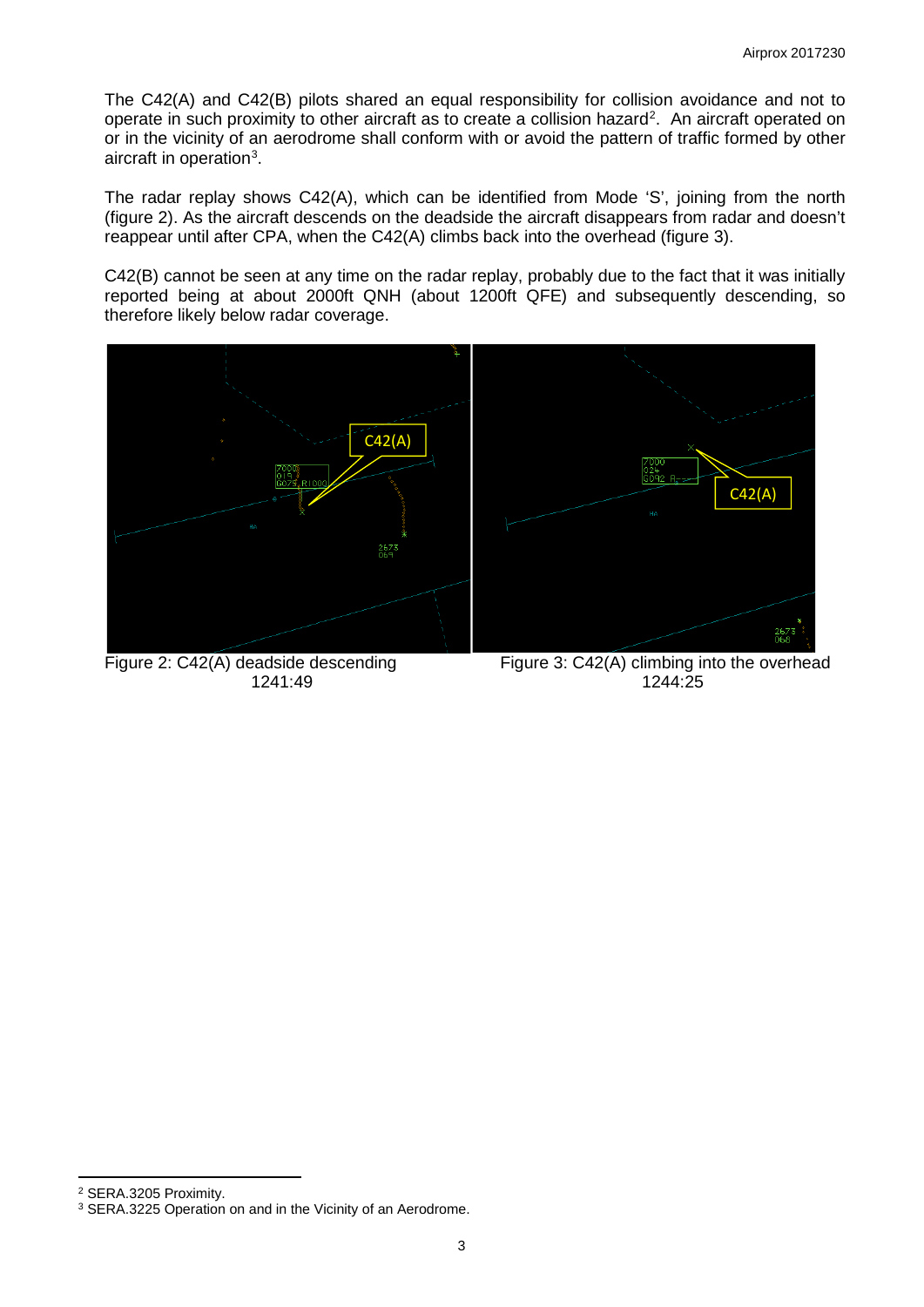The C42(A) and C42(B) pilots shared an equal responsibility for collision avoidance and not to operate in such proximity to other aircraft as to create a collision hazard[2]. An aircraft operated on or in the vicinity of an aerodrome shall conform with or avoid the pattern of traffic formed by other aircraft in operation[3].

The radar replay shows C42(A), which can be identified from Mode 'S', joining from the north (figure 2). As the aircraft descends on the deadside the aircraft disappears from radar and doesn't reappear until after CPA, when the C42(A) climbs back into the overhead (figure 3).

C42(B) cannot be seen at any time on the radar replay, probably due to the fact that it was initially reported being at about 2000ft QNH (about 1200ft QFE) and subsequently descending, so therefore likely below radar coverage.

Figure 2: C42(A) deadside descending 1241:49

Figure 3: C42(A) climbing into the overhead 1244:25

[2] SERA.3205 Proximity.

[3] SERA.3225 Operation on and in the Vicinity of an Aerodrome.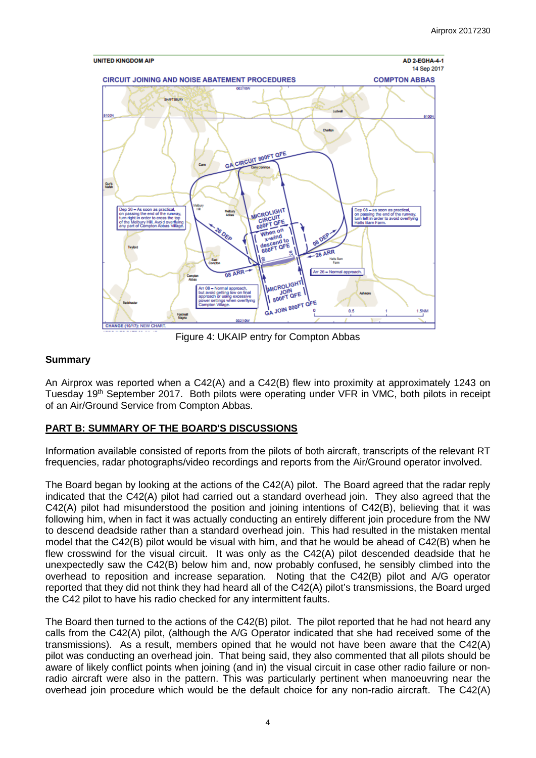Figure 4: UKAIP entry for Compton Abbas

## Summary

An Airprox was reported when a C42(A) and a C42(B) flew into proximity at approximately 1243 on Tuesday 19th September 2017. Both pilots were operating under VFR in VMC, both pilots in receipt of an Air/Ground Service from Compton Abbas.

## PART B: SUMMARY OF THE BOARD'S DISCUSSIONS

Information available consisted of reports from the pilots of both aircraft, transcripts of the relevant RT frequencies, radar photographs/video recordings and reports from the Air/Ground operator involved.

The Board began by looking at the actions of the C42(A) pilot. The Board agreed that the radar reply indicated that the C42(A) pilot had carried out a standard overhead join. They also agreed that the C42(A) pilot had misunderstood the position and joining intentions of C42(B), believing that it was following him, when in fact it was actually conducting an entirely different join procedure from the NW to descend deadside rather than a standard overhead join. This had resulted in the mistaken mental model that the C42(B) pilot would be visual with him, and that he would be ahead of C42(B) when he flew crosswind for the visual circuit. It was only as the C42(A) pilot descended deadside that he unexpectedly saw the C42(B) below him and, now probably confused, he sensibly climbed into the overhead to reposition and increase separation. Noting that the C42(B) pilot and A/G operator reported that they did not think they had heard all of the C42(A) pilot's transmissions, the Board urged the C42 pilot to have his radio checked for any intermittent faults.

The Board then turned to the actions of the C42(B) pilot. The pilot reported that he had not heard any calls from the C42(A) pilot, (although the A/G Operator indicated that she had received some of the transmissions). As a result, members opined that he would not have been aware that the C42(A) pilot was conducting an overhead join. That being said, they also commented that all pilots should be aware of likely conflict points when joining (and in) the visual circuit in case other radio failure or non-radio aircraft were also in the pattern. This was particularly pertinent when manoeuvring near the overhead join procedure which would be the default choice for any non-radio aircraft. The C42(A)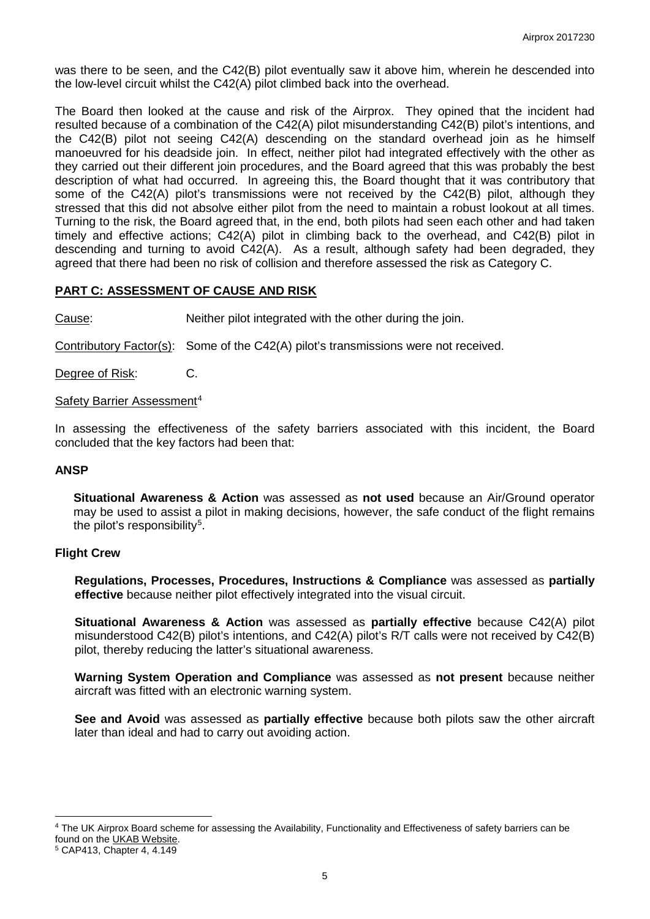was there to be seen, and the C42(B) pilot eventually saw it above him, wherein he descended into the low-level circuit whilst the C42(A) pilot climbed back into the overhead.

The Board then looked at the cause and risk of the Airprox. They opined that the incident had resulted because of a combination of the C42(A) pilot misunderstanding C42(B) pilot's intentions, and the C42(B) pilot not seeing C42(A) descending on the standard overhead join as he himself manoeuvred for his deadside join. In effect, neither pilot had integrated effectively with the other as they carried out their different join procedures, and the Board agreed that this was probably the best description of what had occurred. In agreeing this, the Board thought that it was contributory that some of the C42(A) pilot's transmissions were not received by the C42(B) pilot, although they stressed that this did not absolve either pilot from the need to maintain a robust lookout at all times. Turning to the risk, the Board agreed that, in the end, both pilots had seen each other and had taken timely and effective actions; C42(A) pilot in climbing back to the overhead, and C42(B) pilot in descending and turning to avoid C42(A). As a result, although safety had been degraded, they agreed that there had been no risk of collision and therefore assessed the risk as Category C.

## PART C: ASSESSMENT OF CAUSE AND RISK

Cause: Neither pilot integrated with the other during the join.

Contributory Factor(s): Some of the C42(A) pilot's transmissions were not received.

Degree of Risk: C.

Safety Barrier Assessment[4]

In assessing the effectiveness of the safety barriers associated with this incident, the Board concluded that the key factors had been that:

### ANSP

**Situational Awareness & Action** was assessed as **not used** because an Air/Ground operator may be used to assist a pilot in making decisions, however, the safe conduct of the flight remains the pilot's responsibility[5].

### Flight Crew

**Regulations, Processes, Procedures, Instructions & Compliance** was assessed as **partially effective** because neither pilot effectively integrated into the visual circuit.

**Situational Awareness & Action** was assessed as **partially effective** because C42(A) pilot misunderstood C42(B) pilot's intentions, and C42(A) pilot's R/T calls were not received by C42(B) pilot, thereby reducing the latter's situational awareness.

**Warning System Operation and Compliance** was assessed as **not present** because neither aircraft was fitted with an electronic warning system.

**See and Avoid** was assessed as **partially effective** because both pilots saw the other aircraft later than ideal and had to carry out avoiding action.

---

[4] The UK Airprox Board scheme for assessing the Availability, Functionality and Effectiveness of safety barriers can be found on the UKAB Website.

[5] CAP413, Chapter 4, 4.149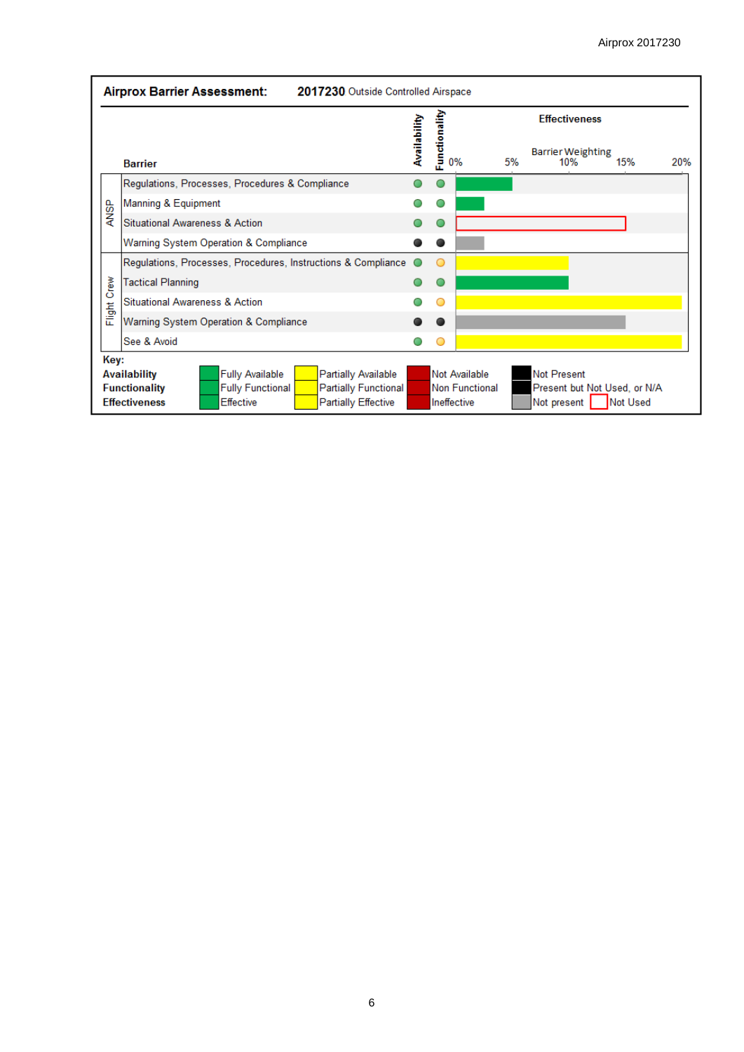**Airprox Barrier Assessment:** **2017230** Outside Controlled Airspace

| | Barrier | Availability | Functionality | Effectiveness |
|---|---|---|---|---|
| ANSP | Regulations, Processes, Procedures & Compliance | | | |
| | Manning & Equipment | | | |
| | Situational Awareness & Action | | | |
| | Warning System Operation & Compliance | | | |
| Flight Crew | Regulations, Processes, Procedures, Instructions & Compliance | | | |
| | Tactical Planning | | | |
| | Situational Awareness & Action | | | |
| | Warning System Operation & Compliance | | | |
| | See & Avoid | | | |

Effectiveness

Barrier Weighting

0% 5% 10% 15% 20%

**Key:**

| | | | | |
|---|---|---|---|---|
| **Availability** | Fully Available | Partially Available | Not Available | Not Present |
| **Functionality** | Fully Functional | Partially Functional | Non Functional | Present but Not Used, or N/A |
| **Effectiveness** | Effective | Partially Effective | Ineffective | Not present / Not Used |